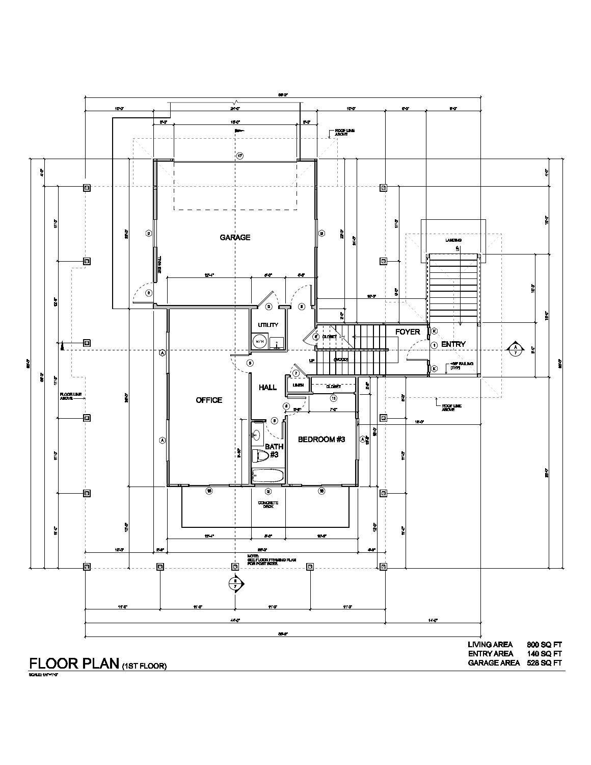# FLOOR PLAN (1ST FLOOR)

SCALE: 1/4"=1'-0"

| | |
|---|---|
| LIVING AREA | 800 SQ FT |
| ENTRY AREA | 140 SQ FT |
| GARAGE AREA | 528 SQ FT |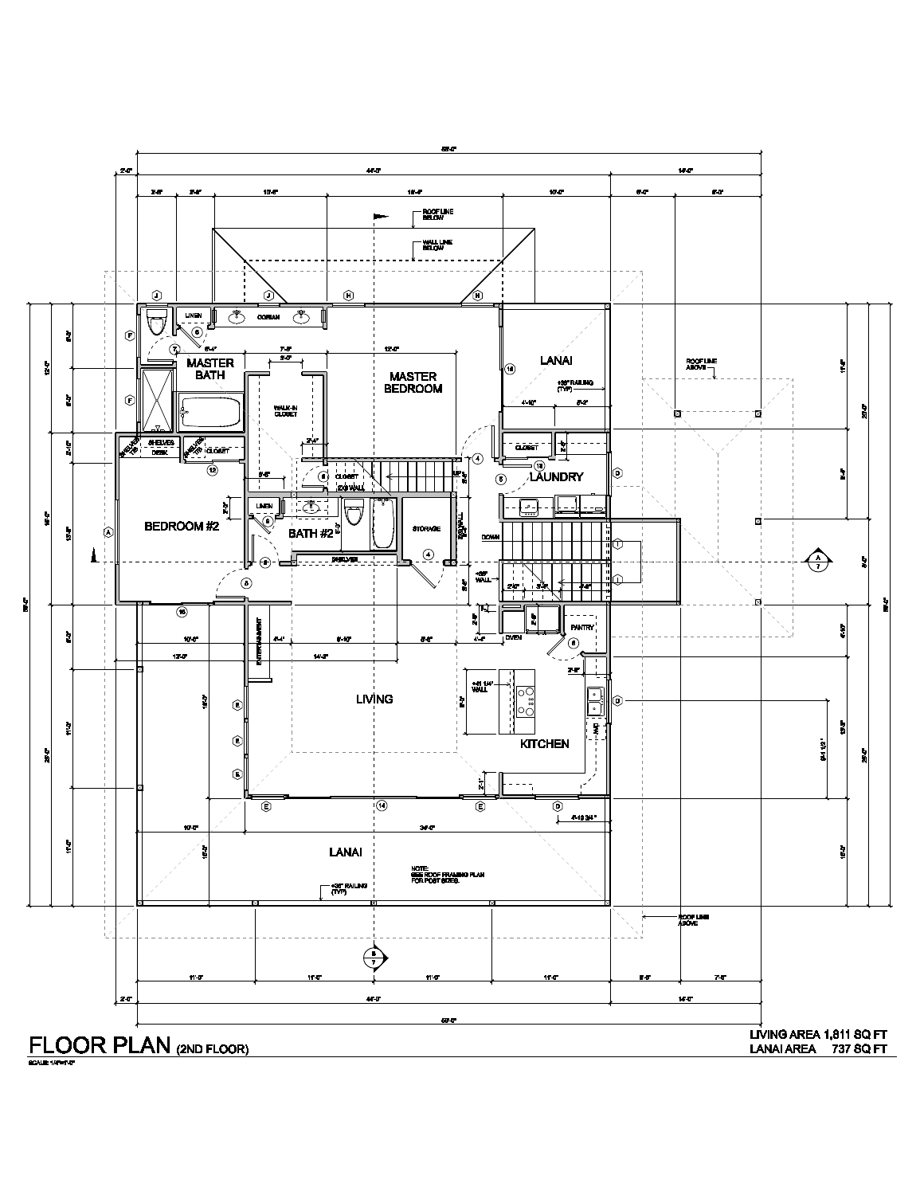# FLOOR PLAN (2ND FLOOR)

SCALE: 1/8"=1'-0"

LIVING AREA 1,811 SQ FT

LANAI AREA 737 SQ FT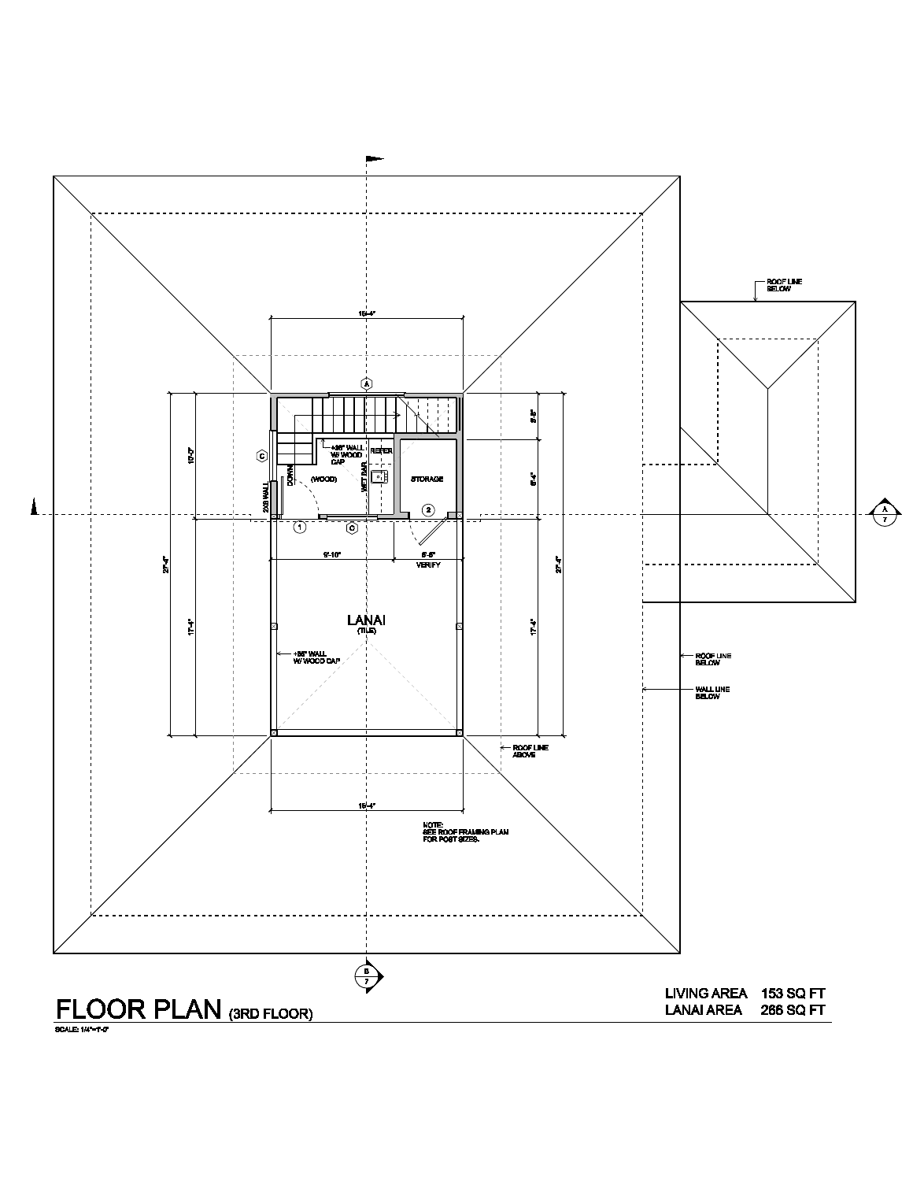ROOF LINE BELOW

15'-4"

A

10'-0"

5'-8"

C

+36" WALL W/ WOOD CAP

REFER

WET BAR

STORAGE

DOWN

(WOOD)

2X8 WALL

6'-4"

1

C

2

A
7

27'-4"

9'-10"

5'-6"

VERIFY

27'-4"

LANAI
(TILE)

17'-4"

17'-4"

+36" WALL W/ WOOD CAP

ROOF LINE BELOW

WALL LINE BELOW

ROOF LINE ABOVE

15'-4"

NOTE:
SEE ROOF FRAMING PLAN FOR POST SIZES.

B
7

# FLOOR PLAN (3RD FLOOR)

SCALE: 1/4"=1'-0"

LIVING AREA 153 SQ FT
LANAI AREA 266 SQ FT